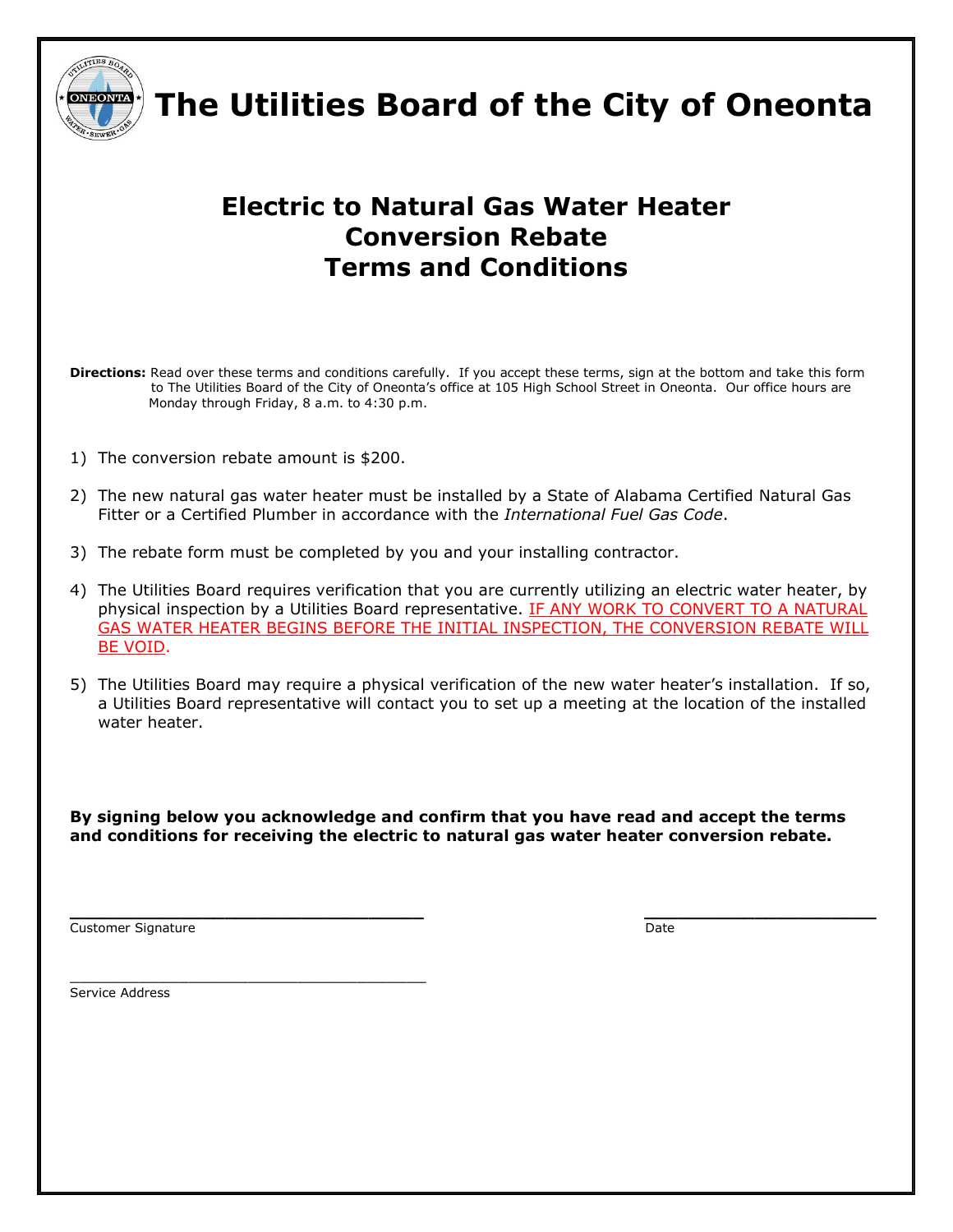# The Utilities Board of the City of Oneonta

## Electric to Natural Gas Water Heater Conversion Rebate Terms and Conditions

**Directions:** Read over these terms and conditions carefully. If you accept these terms, sign at the bottom and take this form to The Utilities Board of the City of Oneonta's office at 105 High School Street in Oneonta. Our office hours are Monday through Friday, 8 a.m. to 4:30 p.m.

1) The conversion rebate amount is $200.

2) The new natural gas water heater must be installed by a State of Alabama Certified Natural Gas Fitter or a Certified Plumber in accordance with the *International Fuel Gas Code*.

3) The rebate form must be completed by you and your installing contractor.

4) The Utilities Board requires verification that you are currently utilizing an electric water heater, by physical inspection by a Utilities Board representative. IF ANY WORK TO CONVERT TO A NATURAL GAS WATER HEATER BEGINS BEFORE THE INITIAL INSPECTION, THE CONVERSION REBATE WILL BE VOID.

5) The Utilities Board may require a physical verification of the new water heater's installation. If so, a Utilities Board representative will contact you to set up a meeting at the location of the installed water heater.

**By signing below you acknowledge and confirm that you have read and accept the terms and conditions for receiving the electric to natural gas water heater conversion rebate.**

\_\_\_\_\_\_\_\_\_\_\_\_\_\_\_\_\_\_\_\_\_\_\_\_\_\_\_\_\_\_\_\_\_\_ \_\_\_\_\_\_\_\_\_\_\_\_\_\_\_\_\_\_\_\_\_\_
Customer Signature Date

\_\_\_\_\_\_\_\_\_\_\_\_\_\_\_\_\_\_\_\_\_\_\_\_\_\_\_\_\_\_\_\_\_\_
Service Address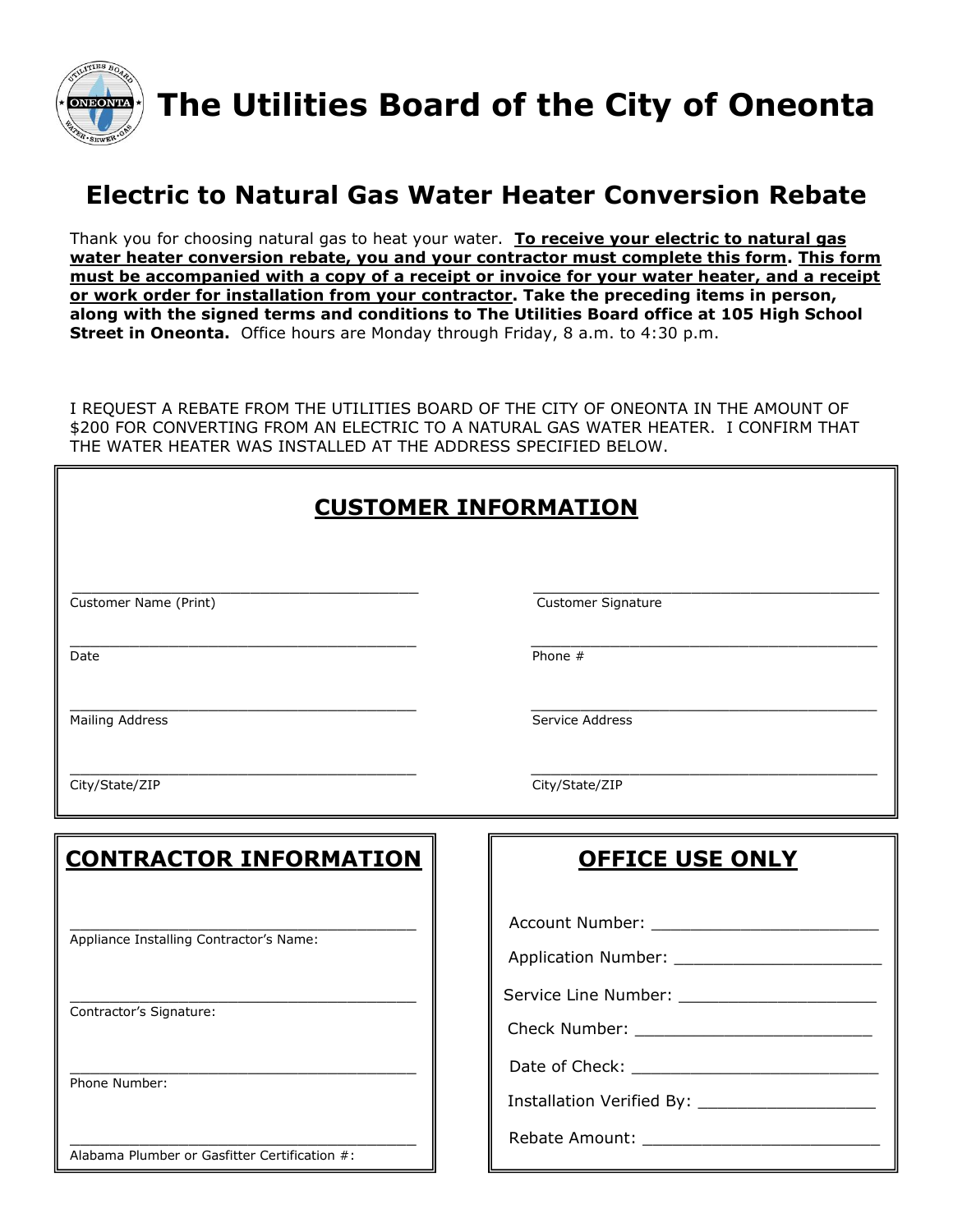# The Utilities Board of the City of Oneonta

## Electric to Natural Gas Water Heater Conversion Rebate

Thank you for choosing natural gas to heat your water. **To receive your electric to natural gas water heater conversion rebate, you and your contractor must complete this form. This form must be accompanied with a copy of a receipt or invoice for your water heater, and a receipt or work order for installation from your contractor. Take the preceding items in person, along with the signed terms and conditions to The Utilities Board office at 105 High School Street in Oneonta.** Office hours are Monday through Friday, 8 a.m. to 4:30 p.m.

I REQUEST A REBATE FROM THE UTILITIES BOARD OF THE CITY OF ONEONTA IN THE AMOUNT OF $200 FOR CONVERTING FROM AN ELECTRIC TO A NATURAL GAS WATER HEATER. I CONFIRM THAT THE WATER HEATER WAS INSTALLED AT THE ADDRESS SPECIFIED BELOW.

### CUSTOMER INFORMATION

| | |
|---|---|
| ______________________________ Customer Name (Print) | ______________________________ Customer Signature |
| ______________________________ Date | ______________________________ Phone # |
| ______________________________ Mailing Address | ______________________________ Service Address |
| ______________________________ City/State/ZIP | ______________________________ City/State/ZIP |

### CONTRACTOR INFORMATION

______________________________
Appliance Installing Contractor's Name:

______________________________
Contractor's Signature:

______________________________
Phone Number:

______________________________
Alabama Plumber or Gasfitter Certification #:

### OFFICE USE ONLY

Account Number: ______________________

Application Number: ______________________

Service Line Number: ______________________

Check Number: ______________________

Date of Check: ______________________

Installation Verified By: ______________________

Rebate Amount: ______________________